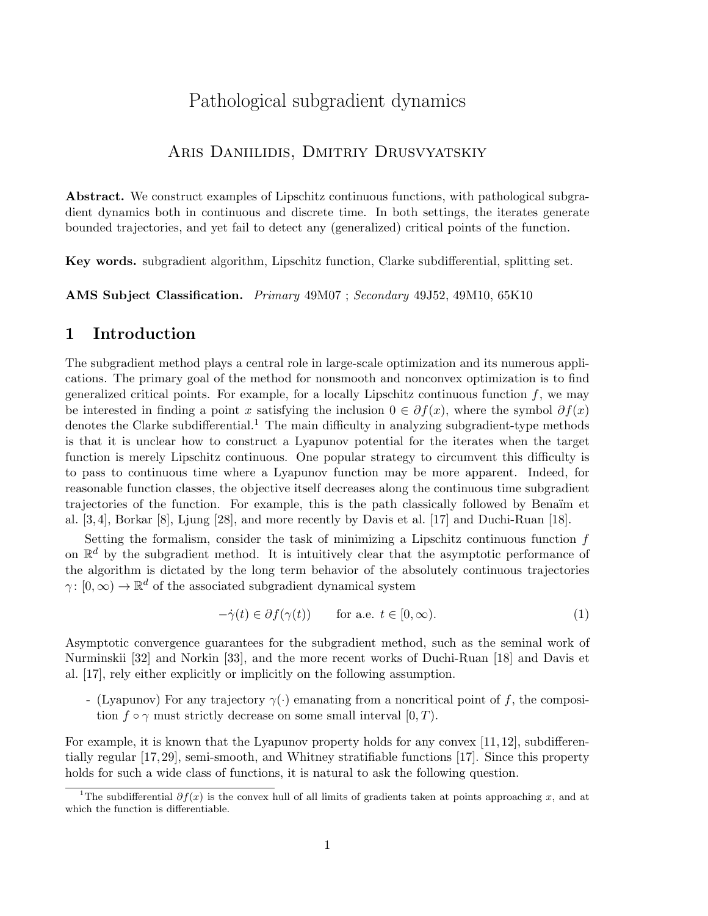# Pathological subgradient dynamics

**Aris Daniilidis, Dmitriy Drusvyatskiy**

**Abstract.** We construct examples of Lipschitz continuous functions, with pathological subgradient dynamics both in continuous and discrete time. In both settings, the iterates generate bounded trajectories, and yet fail to detect any (generalized) critical points of the function.

**Key words.** subgradient algorithm, Lipschitz function, Clarke subdifferential, splitting set.

**AMS Subject Classification.** *Primary* 49M07 ; *Secondary* 49J52, 49M10, 65K10

## 1 Introduction

The subgradient method plays a central role in large-scale optimization and its numerous applications. The primary goal of the method for nonsmooth and nonconvex optimization is to find generalized critical points. For example, for a locally Lipschitz continuous function $f$, we may be interested in finding a point $x$ satisfying the inclusion $0 \in \partial f(x)$, where the symbol $\partial f(x)$ denotes the Clarke subdifferential.[1] The main difficulty in analyzing subgradient-type methods is that it is unclear how to construct a Lyapunov potential for the iterates when the target function is merely Lipschitz continuous. One popular strategy to circumvent this difficulty is to pass to continuous time where a Lyapunov function may be more apparent. Indeed, for reasonable function classes, the objective itself decreases along the continuous time subgradient trajectories of the function. For example, this is the path classically followed by Benaïm et al. [3,4], Borkar [8], Ljung [28], and more recently by Davis et al. [17] and Duchi-Ruan [18].

Setting the formalism, consider the task of minimizing a Lipschitz continuous function $f$ on $\mathbb{R}^d$ by the subgradient method. It is intuitively clear that the asymptotic performance of the algorithm is dictated by the long term behavior of the absolutely continuous trajectories $\gamma \colon [0, \infty) \to \mathbb{R}^d$ of the associated subgradient dynamical system

$$-\dot{\gamma}(t) \in \partial f(\gamma(t)) \qquad \text{for a.e. } t \in [0, \infty). \tag{1}$$

Asymptotic convergence guarantees for the subgradient method, such as the seminal work of Nurminskii [32] and Norkin [33], and the more recent works of Duchi-Ruan [18] and Davis et al. [17], rely either explicitly or implicitly on the following assumption.

- (Lyapunov) For any trajectory $\gamma(\cdot)$ emanating from a noncritical point of $f$, the composition $f \circ \gamma$ must strictly decrease on some small interval $[0, T)$.

For example, it is known that the Lyapunov property holds for any convex [11,12], subdifferentially regular [17,29], semi-smooth, and Whitney stratifiable functions [17]. Since this property holds for such a wide class of functions, it is natural to ask the following question.

[1] The subdifferential $\partial f(x)$ is the convex hull of all limits of gradients taken at points approaching $x$, and at which the function is differentiable.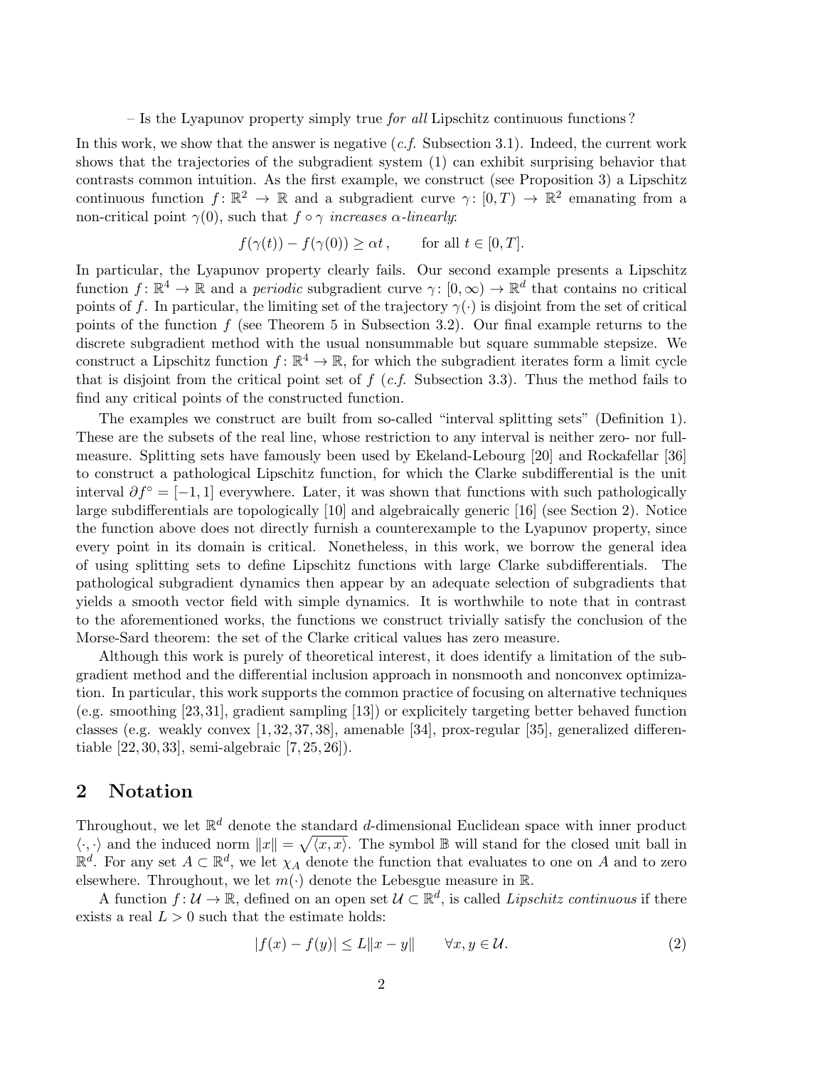– Is the Lyapunov property simply true *for all* Lipschitz continuous functions?

In this work, we show that the answer is negative (*c.f.* Subsection 3.1). Indeed, the current work shows that the trajectories of the subgradient system (1) can exhibit surprising behavior that contrasts common intuition. As the first example, we construct (see Proposition 3) a Lipschitz continuous function $f \colon \mathbb{R}^2 \to \mathbb{R}$ and a subgradient curve $\gamma \colon [0, T) \to \mathbb{R}^2$ emanating from a non-critical point $\gamma(0)$, such that $f \circ \gamma$ *increases $\alpha$-linearly*:

$$f(\gamma(t)) - f(\gamma(0)) \geq \alpha t\,, \qquad \text{for all } t \in [0, T].$$

In particular, the Lyapunov property clearly fails. Our second example presents a Lipschitz function $f \colon \mathbb{R}^4 \to \mathbb{R}$ and a *periodic* subgradient curve $\gamma \colon [0, \infty) \to \mathbb{R}^d$ that contains no critical points of $f$. In particular, the limiting set of the trajectory $\gamma(\cdot)$ is disjoint from the set of critical points of the function $f$ (see Theorem 5 in Subsection 3.2). Our final example returns to the discrete subgradient method with the usual nonsummable but square summable stepsize. We construct a Lipschitz function $f \colon \mathbb{R}^4 \to \mathbb{R}$, for which the subgradient iterates form a limit cycle that is disjoint from the critical point set of $f$ (*c.f.* Subsection 3.3). Thus the method fails to find any critical points of the constructed function.

The examples we construct are built from so-called "interval splitting sets" (Definition 1). These are the subsets of the real line, whose restriction to any interval is neither zero- nor full-measure. Splitting sets have famously been used by Ekeland-Lebourg [20] and Rockafellar [36] to construct a pathological Lipschitz function, for which the Clarke subdifferential is the unit interval $\partial f^\circ = [-1, 1]$ everywhere. Later, it was shown that functions with such pathologically large subdifferentials are topologically [10] and algebraically generic [16] (see Section 2). Notice the function above does not directly furnish a counterexample to the Lyapunov property, since every point in its domain is critical. Nonetheless, in this work, we borrow the general idea of using splitting sets to define Lipschitz functions with large Clarke subdifferentials. The pathological subgradient dynamics then appear by an adequate selection of subgradients that yields a smooth vector field with simple dynamics. It is worthwhile to note that in contrast to the aforementioned works, the functions we construct trivially satisfy the conclusion of the Morse-Sard theorem: the set of the Clarke critical values has zero measure.

Although this work is purely of theoretical interest, it does identify a limitation of the subgradient method and the differential inclusion approach in nonsmooth and nonconvex optimization. In particular, this work supports the common practice of focusing on alternative techniques (e.g. smoothing [23, 31], gradient sampling [13]) or explicitely targeting better behaved function classes (e.g. weakly convex [1, 32, 37, 38], amenable [34], prox-regular [35], generalized differentiable [22, 30, 33], semi-algebraic [7, 25, 26]).

## 2 Notation

Throughout, we let $\mathbb{R}^d$ denote the standard $d$-dimensional Euclidean space with inner product $\langle \cdot, \cdot \rangle$ and the induced norm $\|x\| = \sqrt{\langle x, x \rangle}$. The symbol $\mathbb{B}$ will stand for the closed unit ball in $\mathbb{R}^d$. For any set $A \subset \mathbb{R}^d$, we let $\chi_A$ denote the function that evaluates to one on $A$ and to zero elsewhere. Throughout, we let $m(\cdot)$ denote the Lebesgue measure in $\mathbb{R}$.

A function $f \colon \mathcal{U} \to \mathbb{R}$, defined on an open set $\mathcal{U} \subset \mathbb{R}^d$, is called *Lipschitz continuous* if there exists a real $L > 0$ such that the estimate holds:

$$|f(x) - f(y)| \leq L\|x - y\| \qquad \forall x, y \in \mathcal{U}. \tag{2}$$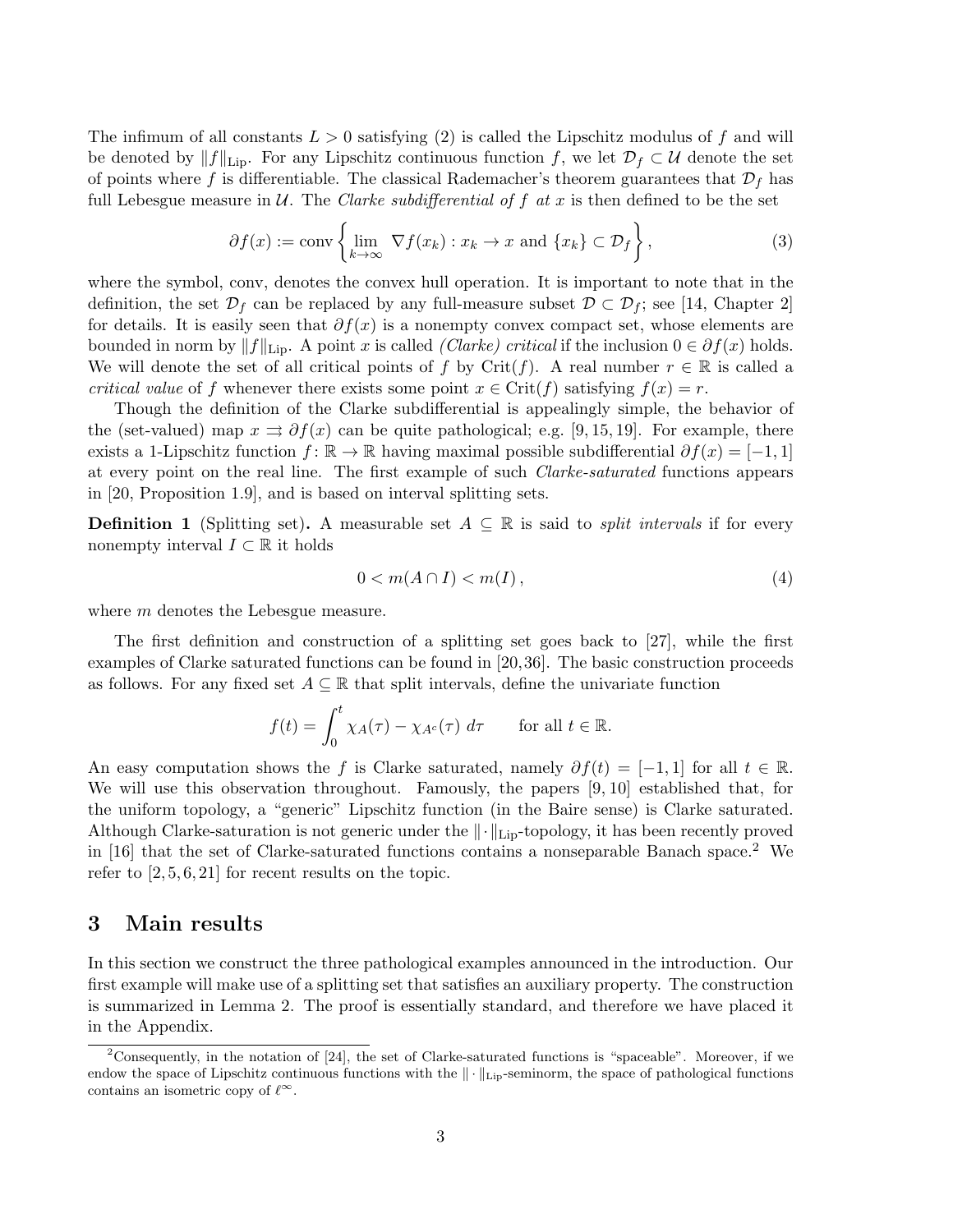The infimum of all constants $L > 0$ satisfying (2) is called the Lipschitz modulus of $f$ and will be denoted by $\|f\|_{\mathrm{Lip}}$. For any Lipschitz continuous function $f$, we let $\mathcal{D}_f \subset \mathcal{U}$ denote the set of points where $f$ is differentiable. The classical Rademacher's theorem guarantees that $\mathcal{D}_f$ has full Lebesgue measure in $\mathcal{U}$. The *Clarke subdifferential of $f$ at $x$* is then defined to be the set

$$\partial f(x) := \mathrm{conv}\left\{ \lim_{k\to\infty} \nabla f(x_k) : x_k \to x \text{ and } \{x_k\} \subset \mathcal{D}_f \right\}, \tag{3}$$

where the symbol, conv, denotes the convex hull operation. It is important to note that in the definition, the set $\mathcal{D}_f$ can be replaced by any full-measure subset $\mathcal{D} \subset \mathcal{D}_f$; see [14, Chapter 2] for details. It is easily seen that $\partial f(x)$ is a nonempty convex compact set, whose elements are bounded in norm by $\|f\|_{\mathrm{Lip}}$. A point $x$ is called *(Clarke) critical* if the inclusion $0 \in \partial f(x)$ holds. We will denote the set of all critical points of $f$ by $\mathrm{Crit}(f)$. A real number $r \in \mathbb{R}$ is called a *critical value* of $f$ whenever there exists some point $x \in \mathrm{Crit}(f)$ satisfying $f(x) = r$.

Though the definition of the Clarke subdifferential is appealingly simple, the behavior of the (set-valued) map $x \rightrightarrows \partial f(x)$ can be quite pathological; e.g. [9, 15, 19]. For example, there exists a 1-Lipschitz function $f \colon \mathbb{R} \to \mathbb{R}$ having maximal possible subdifferential $\partial f(x) = [-1, 1]$ at every point on the real line. The first example of such *Clarke-saturated* functions appears in [20, Proposition 1.9], and is based on interval splitting sets.

**Definition 1** (Splitting set)**.** A measurable set $A \subseteq \mathbb{R}$ is said to *split intervals* if for every nonempty interval $I \subset \mathbb{R}$ it holds

$$0 < m(A \cap I) < m(I), \tag{4}$$

where $m$ denotes the Lebesgue measure.

The first definition and construction of a splitting set goes back to [27], while the first examples of Clarke saturated functions can be found in [20, 36]. The basic construction proceeds as follows. For any fixed set $A \subseteq \mathbb{R}$ that split intervals, define the univariate function

$$f(t) = \int_0^t \chi_A(\tau) - \chi_{A^c}(\tau)\, d\tau \qquad \text{for all } t \in \mathbb{R}.$$

An easy computation shows the $f$ is Clarke saturated, namely $\partial f(t) = [-1, 1]$ for all $t \in \mathbb{R}$. We will use this observation throughout. Famously, the papers [9, 10] established that, for the uniform topology, a "generic" Lipschitz function (in the Baire sense) is Clarke saturated. Although Clarke-saturation is not generic under the $\|\cdot\|_{\mathrm{Lip}}$-topology, it has been recently proved in [16] that the set of Clarke-saturated functions contains a nonseparable Banach space.[2] We refer to [2, 5, 6, 21] for recent results on the topic.

## 3 Main results

In this section we construct the three pathological examples announced in the introduction. Our first example will make use of a splitting set that satisfies an auxiliary property. The construction is summarized in Lemma 2. The proof is essentially standard, and therefore we have placed it in the Appendix.

[2] Consequently, in the notation of [24], the set of Clarke-saturated functions is "spaceable". Moreover, if we endow the space of Lipschitz continuous functions with the $\|\cdot\|_{\mathrm{Lip}}$-seminorm, the space of pathological functions contains an isometric copy of $\ell^\infty$.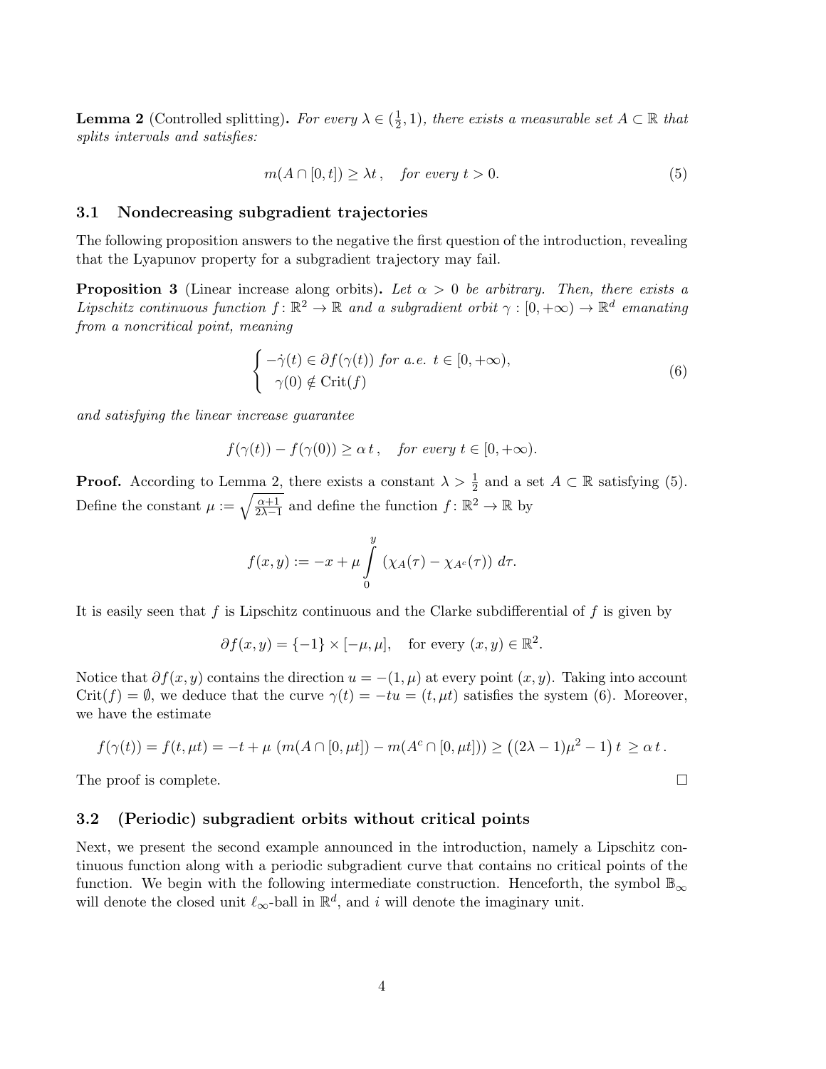**Lemma 2** (Controlled splitting). *For every $\lambda \in (\frac{1}{2}, 1)$, there exists a measurable set $A \subset \mathbb{R}$ that splits intervals and satisfies:*

$$m(A \cap [0,t]) \geq \lambda t\,, \quad \textit{for every } t > 0. \tag{5}$$

### 3.1 Nondecreasing subgradient trajectories

The following proposition answers to the negative the first question of the introduction, revealing that the Lyapunov property for a subgradient trajectory may fail.

**Proposition 3** (Linear increase along orbits). *Let $\alpha > 0$ be arbitrary. Then, there exists a Lipschitz continuous function $f\colon \mathbb{R}^2 \to \mathbb{R}$ and a subgradient orbit $\gamma : [0, +\infty) \to \mathbb{R}^d$ emanating from a noncritical point, meaning*

$$\begin{cases} -\dot{\gamma}(t) \in \partial f(\gamma(t)) \textit{ for a.e. } t \in [0, +\infty), \\ \ \ \gamma(0) \notin \mathrm{Crit}(f) \end{cases} \tag{6}$$

*and satisfying the linear increase guarantee*

$$f(\gamma(t)) - f(\gamma(0)) \geq \alpha\, t\,, \quad \textit{for every } t \in [0, +\infty).$$

**Proof.** According to Lemma 2, there exists a constant $\lambda > \frac{1}{2}$ and a set $A \subset \mathbb{R}$ satisfying (5). Define the constant $\mu := \sqrt{\frac{\alpha+1}{2\lambda-1}}$ and define the function $f\colon \mathbb{R}^2 \to \mathbb{R}$ by

$$f(x,y) := -x + \mu \int_0^y \left(\chi_A(\tau) - \chi_{A^c}(\tau)\right)\, d\tau.$$

It is easily seen that $f$ is Lipschitz continuous and the Clarke subdifferential of $f$ is given by

$$\partial f(x,y) = \{-1\} \times [-\mu, \mu], \quad \text{for every } (x,y) \in \mathbb{R}^2.$$

Notice that $\partial f(x,y)$ contains the direction $u = -(1, \mu)$ at every point $(x,y)$. Taking into account $\mathrm{Crit}(f) = \emptyset$, we deduce that the curve $\gamma(t) = -tu = (t, \mu t)$ satisfies the system (6). Moreover, we have the estimate

$$f(\gamma(t)) = f(t, \mu t) = -t + \mu\, \left(m(A \cap [0, \mu t]) - m(A^c \cap [0, \mu t])\right) \geq \left((2\lambda - 1)\mu^2 - 1\right) t \,\geq \alpha\, t\,.$$

The proof is complete. $\square$

### 3.2 (Periodic) subgradient orbits without critical points

Next, we present the second example announced in the introduction, namely a Lipschitz continuous function along with a periodic subgradient curve that contains no critical points of the function. We begin with the following intermediate construction. Henceforth, the symbol $\mathbb{B}_\infty$ will denote the closed unit $\ell_\infty$-ball in $\mathbb{R}^d$, and $i$ will denote the imaginary unit.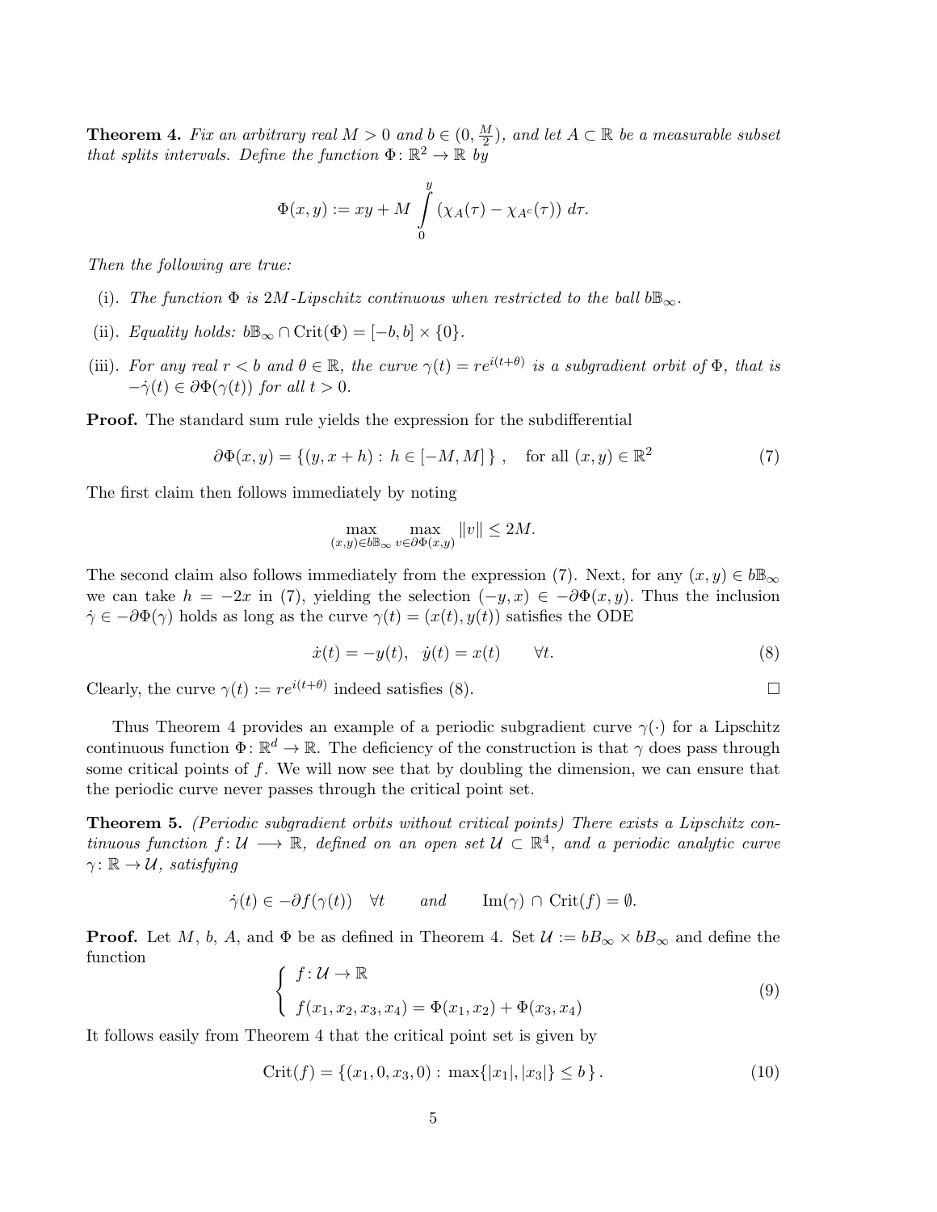**Theorem 4.** *Fix an arbitrary real $M > 0$ and $b \in (0, \frac{M}{2})$, and let $A \subset \mathbb{R}$ be a measurable subset that splits intervals. Define the function $\Phi \colon \mathbb{R}^2 \to \mathbb{R}$ by*

$$\Phi(x, y) := xy + M \int_0^y (\chi_A(\tau) - \chi_{A^c}(\tau))\, d\tau.$$

*Then the following are true:*

(i). *The function $\Phi$ is $2M$-Lipschitz continuous when restricted to the ball $b\mathbb{B}_\infty$.*

(ii). *Equality holds: $b\mathbb{B}_\infty \cap \mathrm{Crit}(\Phi) = [-b, b] \times \{0\}$.*

(iii). *For any real $r < b$ and $\theta \in \mathbb{R}$, the curve $\gamma(t) = re^{i(t+\theta)}$ is a subgradient orbit of $\Phi$, that is $-\dot{\gamma}(t) \in \partial\Phi(\gamma(t))$ for all $t > 0$.*

**Proof.** The standard sum rule yields the expression for the subdifferential

$$\partial\Phi(x, y) = \{(y, x + h) : h \in [-M, M]\}, \quad \text{for all } (x, y) \in \mathbb{R}^2 \tag{7}$$

The first claim then follows immediately by noting

$$\max_{(x,y) \in b\mathbb{B}_\infty} \max_{v \in \partial\Phi(x,y)} \|v\| \leq 2M.$$

The second claim also follows immediately from the expression (7). Next, for any $(x, y) \in b\mathbb{B}_\infty$ we can take $h = -2x$ in (7), yielding the selection $(-y, x) \in -\partial\Phi(x, y)$. Thus the inclusion $\dot{\gamma} \in -\partial\Phi(\gamma)$ holds as long as the curve $\gamma(t) = (x(t), y(t))$ satisfies the ODE

$$\dot{x}(t) = -y(t), \quad \dot{y}(t) = x(t) \qquad \forall t. \tag{8}$$

Clearly, the curve $\gamma(t) := re^{i(t+\theta)}$ indeed satisfies (8). □

Thus Theorem 4 provides an example of a periodic subgradient curve $\gamma(\cdot)$ for a Lipschitz continuous function $\Phi \colon \mathbb{R}^d \to \mathbb{R}$. The deficiency of the construction is that $\gamma$ does pass through some critical points of $f$. We will now see that by doubling the dimension, we can ensure that the periodic curve never passes through the critical point set.

**Theorem 5.** *(Periodic subgradient orbits without critical points) There exists a Lipschitz continuous function $f \colon \mathcal{U} \longrightarrow \mathbb{R}$, defined on an open set $\mathcal{U} \subset \mathbb{R}^4$, and a periodic analytic curve $\gamma \colon \mathbb{R} \to \mathcal{U}$, satisfying*

$$\dot{\gamma}(t) \in -\partial f(\gamma(t)) \quad \forall t \qquad \text{and} \qquad \mathrm{Im}(\gamma) \cap \mathrm{Crit}(f) = \emptyset.$$

**Proof.** Let $M$, $b$, $A$, and $\Phi$ be as defined in Theorem 4. Set $\mathcal{U} := bB_\infty \times bB_\infty$ and define the function

$$\begin{cases} f \colon \mathcal{U} \to \mathbb{R} \\ f(x_1, x_2, x_3, x_4) = \Phi(x_1, x_2) + \Phi(x_3, x_4) \end{cases} \tag{9}$$

It follows easily from Theorem 4 that the critical point set is given by

$$\mathrm{Crit}(f) = \{(x_1, 0, x_3, 0) : \max\{|x_1|, |x_3|\} \leq b\}. \tag{10}$$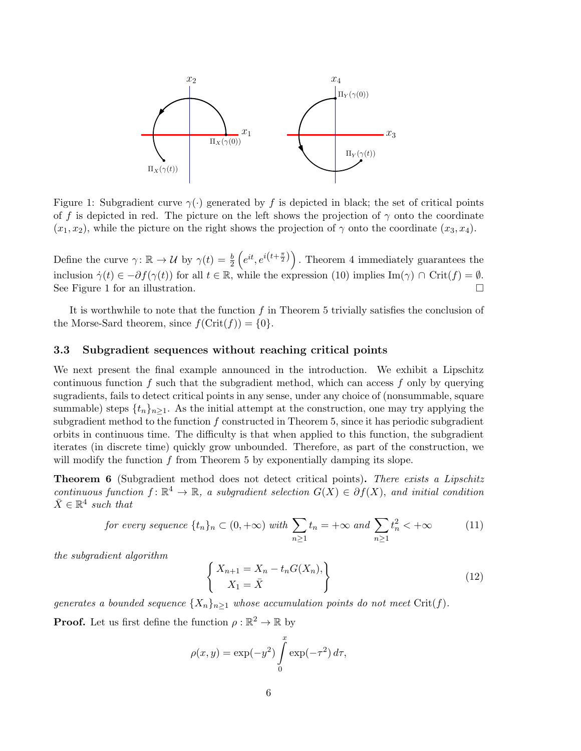Figure 1: Subgradient curve $\gamma(\cdot)$ generated by $f$ is depicted in black; the set of critical points of $f$ is depicted in red. The picture on the left shows the projection of $\gamma$ onto the coordinate $(x_1, x_2)$, while the picture on the right shows the projection of $\gamma$ onto the coordinate $(x_3, x_4)$.

Define the curve $\gamma\colon \mathbb{R} \to \mathcal{U}$ by $\gamma(t) = \frac{b}{2}\left(e^{it}, e^{i(t+\frac{\pi}{2})}\right)$. Theorem 4 immediately guarantees the inclusion $\dot\gamma(t) \in -\partial f(\gamma(t))$ for all $t \in \mathbb{R}$, while the expression (10) implies $\operatorname{Im}(\gamma) \cap \operatorname{Crit}(f) = \emptyset$. See Figure 1 for an illustration. $\square$

It is worthwhile to note that the function $f$ in Theorem 5 trivially satisfies the conclusion of the Morse-Sard theorem, since $f(\operatorname{Crit}(f)) = \{0\}$.

### 3.3 Subgradient sequences without reaching critical points

We next present the final example announced in the introduction. We exhibit a Lipschitz continuous function $f$ such that the subgradient method, which can access $f$ only by querying sugradients, fails to detect critical points in any sense, under any choice of (nonsummable, square summable) steps $\{t_n\}_{n\geq 1}$. As the initial attempt at the construction, one may try applying the subgradient method to the function $f$ constructed in Theorem 5, since it has periodic subgradient orbits in continuous time. The difficulty is that when applied to this function, the subgradient iterates (in discrete time) quickly grow unbounded. Therefore, as part of the construction, we will modify the function $f$ from Theorem 5 by exponentially damping its slope.

**Theorem 6** (Subgradient method does not detect critical points)**.** *There exists a Lipschitz continuous function $f\colon \mathbb{R}^4 \to \mathbb{R}$, a subgradient selection $G(X) \in \partial f(X)$, and initial condition $\bar X \in \mathbb{R}^4$ such that*

$$\text{for every sequence } \{t_n\}_n \subset (0, +\infty) \text{ with } \sum_{n\geq 1} t_n = +\infty \text{ and } \sum_{n\geq 1} t_n^2 < +\infty \tag{11}$$

*the subgradient algorithm*

$$\left\{\begin{array}{l} X_{n+1} = X_n - t_n G(X_n), \\ X_1 = \bar X \end{array}\right\} \tag{12}$$

*generates a bounded sequence $\{X_n\}_{n\geq 1}$ whose accumulation points do not meet $\operatorname{Crit}(f)$.*

**Proof.** Let us first define the function $\rho : \mathbb{R}^2 \to \mathbb{R}$ by

$$\rho(x, y) = \exp(-y^2)\int_0^x \exp(-\tau^2)\, d\tau,$$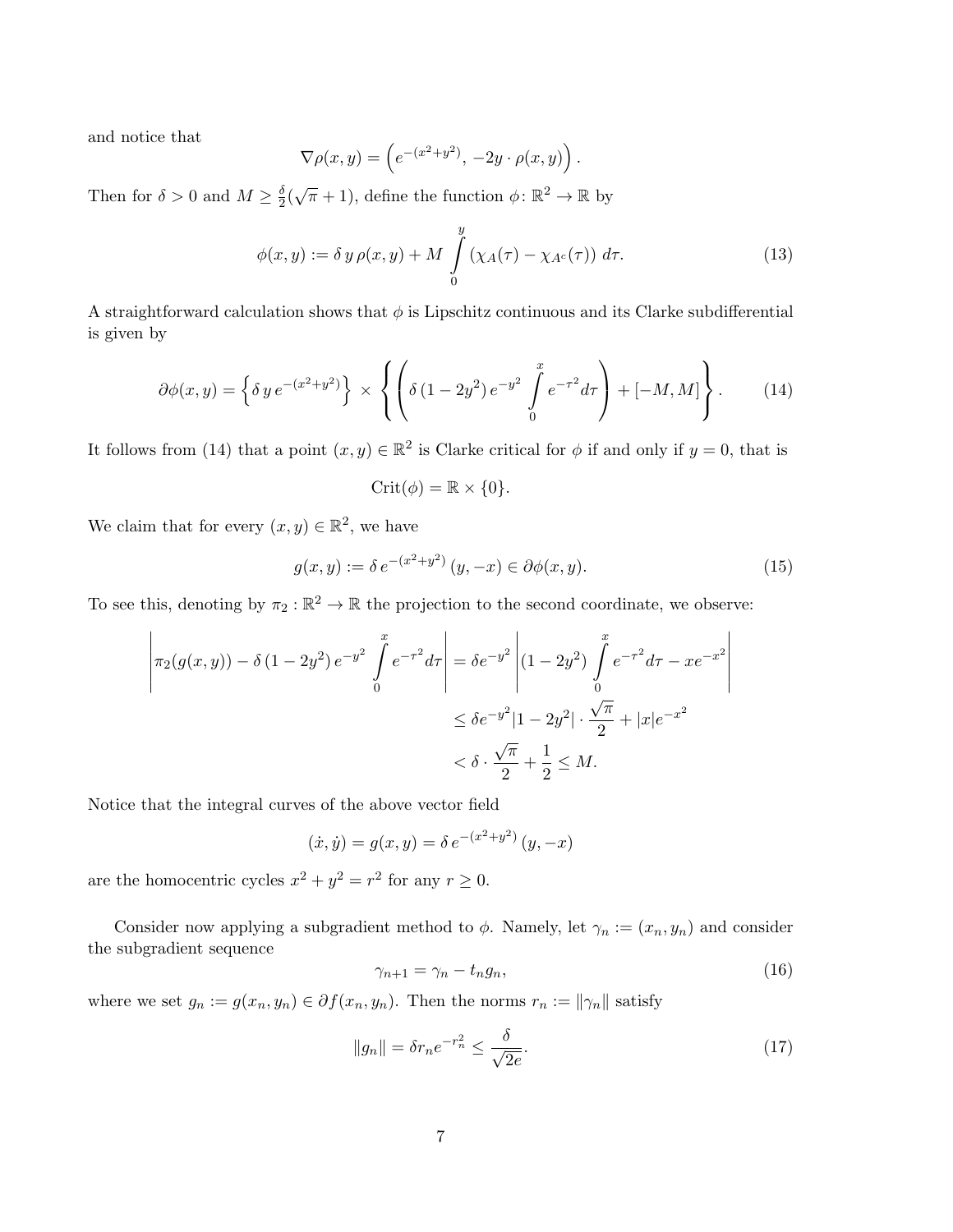and notice that

$$\nabla \rho(x, y) = \left( e^{-(x^2+y^2)}, \, -2y \cdot \rho(x, y) \right).$$

Then for $\delta > 0$ and $M \geq \frac{\delta}{2}(\sqrt{\pi} + 1)$, define the function $\phi \colon \mathbb{R}^2 \to \mathbb{R}$ by

$$\phi(x, y) := \delta \, y \, \rho(x, y) + M \int_0^y \left( \chi_A(\tau) - \chi_{A^c}(\tau) \right) \, d\tau. \tag{13}$$

A straightforward calculation shows that $\phi$ is Lipschitz continuous and its Clarke subdifferential is given by

$$\partial \phi(x, y) = \left\{ \delta \, y \, e^{-(x^2+y^2)} \right\} \times \left\{ \left( \delta \, (1 - 2y^2) \, e^{-y^2} \int_0^x e^{-\tau^2} d\tau \right) + [-M, M] \right\}. \tag{14}$$

It follows from (14) that a point $(x, y) \in \mathbb{R}^2$ is Clarke critical for $\phi$ if and only if $y = 0$, that is

$$\mathrm{Crit}(\phi) = \mathbb{R} \times \{0\}.$$

We claim that for every $(x, y) \in \mathbb{R}^2$, we have

$$g(x, y) := \delta \, e^{-(x^2+y^2)} \, (y, -x) \in \partial \phi(x, y). \tag{15}$$

To see this, denoting by $\pi_2 : \mathbb{R}^2 \to \mathbb{R}$ the projection to the second coordinate, we observe:

$$\begin{aligned}
\left| \pi_2(g(x, y)) - \delta \, (1 - 2y^2) \, e^{-y^2} \int_0^x e^{-\tau^2} d\tau \right| &= \delta e^{-y^2} \left| (1 - 2y^2) \int_0^x e^{-\tau^2} d\tau - x e^{-x^2} \right| \\
&\leq \delta e^{-y^2} |1 - 2y^2| \cdot \frac{\sqrt{\pi}}{2} + |x| e^{-x^2} \\
&< \delta \cdot \frac{\sqrt{\pi}}{2} + \frac{1}{2} \leq M.
\end{aligned}$$

Notice that the integral curves of the above vector field

$$(\dot{x}, \dot{y}) = g(x, y) = \delta \, e^{-(x^2+y^2)} \, (y, -x)$$

are the homocentric cycles $x^2 + y^2 = r^2$ for any $r \geq 0$.

Consider now applying a subgradient method to $\phi$. Namely, let $\gamma_n := (x_n, y_n)$ and consider the subgradient sequence

$$\gamma_{n+1} = \gamma_n - t_n g_n, \tag{16}$$

where we set $g_n := g(x_n, y_n) \in \partial f(x_n, y_n)$. Then the norms $r_n := \|\gamma_n\|$ satisfy

$$\|g_n\| = \delta r_n e^{-r_n^2} \leq \frac{\delta}{\sqrt{2e}}. \tag{17}$$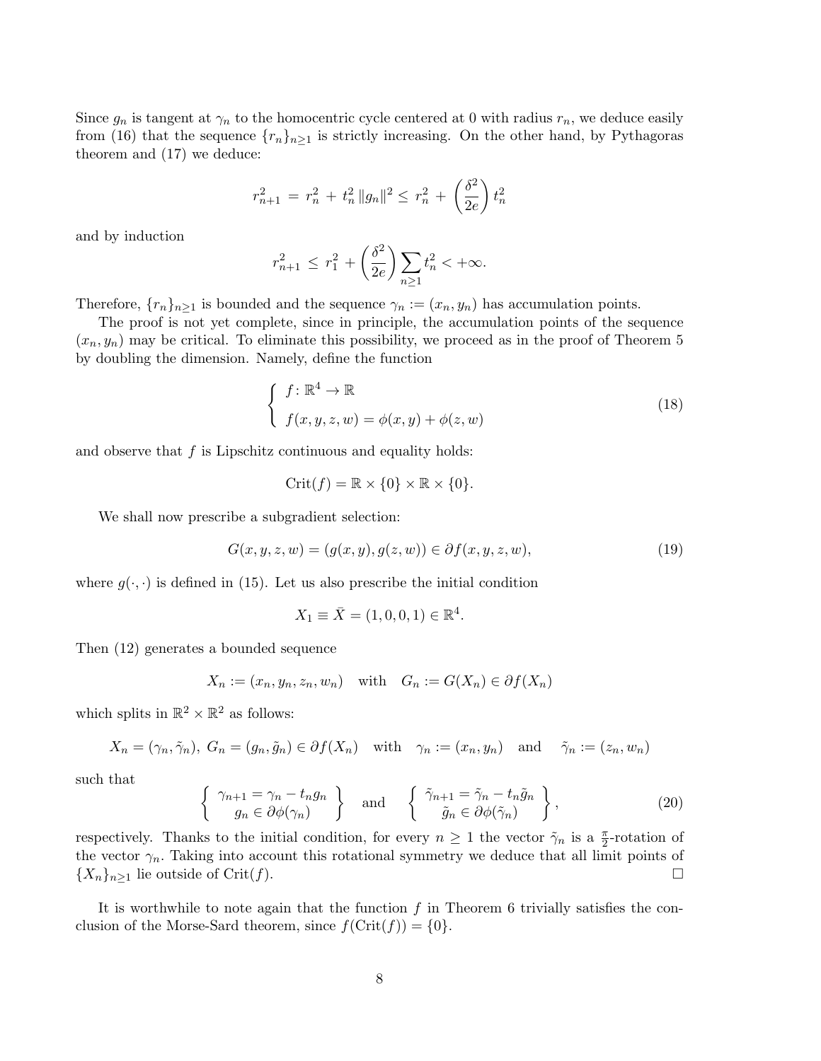Since $g_n$ is tangent at $\gamma_n$ to the homocentric cycle centered at 0 with radius $r_n$, we deduce easily from (16) that the sequence $\{r_n\}_{n\geq 1}$ is strictly increasing. On the other hand, by Pythagoras theorem and (17) we deduce:

$$r_{n+1}^2 \,=\, r_n^2 \,+\, t_n^2\, \|g_n\|^2 \leq r_n^2 \,+\, \left(\frac{\delta^2}{2e}\right) t_n^2$$

and by induction

$$r_{n+1}^2 \,\leq\, r_1^2 \,+\, \left(\frac{\delta^2}{2e}\right) \sum_{n\geq 1} t_n^2 < +\infty.$$

Therefore, $\{r_n\}_{n\geq 1}$ is bounded and the sequence $\gamma_n := (x_n, y_n)$ has accumulation points.

The proof is not yet complete, since in principle, the accumulation points of the sequence $(x_n, y_n)$ may be critical. To eliminate this possibility, we proceed as in the proof of Theorem 5 by doubling the dimension. Namely, define the function

$$\left\{ \begin{array}{l} f\colon \mathbb{R}^4 \to \mathbb{R} \\ \\ f(x,y,z,w) = \phi(x,y) + \phi(z,w) \end{array} \right. \tag{18}$$

and observe that $f$ is Lipschitz continuous and equality holds:

$$\mathrm{Crit}(f) = \mathbb{R} \times \{0\} \times \mathbb{R} \times \{0\}.$$

We shall now prescribe a subgradient selection:

$$G(x,y,z,w) = (g(x,y), g(z,w)) \in \partial f(x,y,z,w), \tag{19}$$

where $g(\cdot,\cdot)$ is defined in (15). Let us also prescribe the initial condition

$$X_1 \equiv \bar{X} = (1,0,0,1) \in \mathbb{R}^4.$$

Then (12) generates a bounded sequence

$$X_n := (x_n, y_n, z_n, w_n) \quad \text{with} \quad G_n := G(X_n) \in \partial f(X_n)$$

which splits in $\mathbb{R}^2 \times \mathbb{R}^2$ as follows:

$$X_n = (\gamma_n, \tilde{\gamma}_n),\ G_n = (g_n, \tilde{g}_n) \in \partial f(X_n) \quad \text{with} \quad \gamma_n := (x_n, y_n) \quad \text{and} \quad \tilde{\gamma}_n := (z_n, w_n)$$

such that

$$\left\{ \begin{array}{c} \gamma_{n+1} = \gamma_n - t_n g_n \\ g_n \in \partial\phi(\gamma_n) \end{array} \right\} \quad \text{and} \quad \left\{ \begin{array}{c} \tilde{\gamma}_{n+1} = \tilde{\gamma}_n - t_n \tilde{g}_n \\ \tilde{g}_n \in \partial\phi(\tilde{\gamma}_n) \end{array} \right\}, \tag{20}$$

respectively. Thanks to the initial condition, for every $n \geq 1$ the vector $\tilde{\gamma}_n$ is a $\frac{\pi}{2}$-rotation of the vector $\gamma_n$. Taking into account this rotational symmetry we deduce that all limit points of $\{X_n\}_{n\geq 1}$ lie outside of $\mathrm{Crit}(f)$. $\square$

It is worthwhile to note again that the function $f$ in Theorem 6 trivially satisfies the conclusion of the Morse-Sard theorem, since $f(\mathrm{Crit}(f)) = \{0\}$.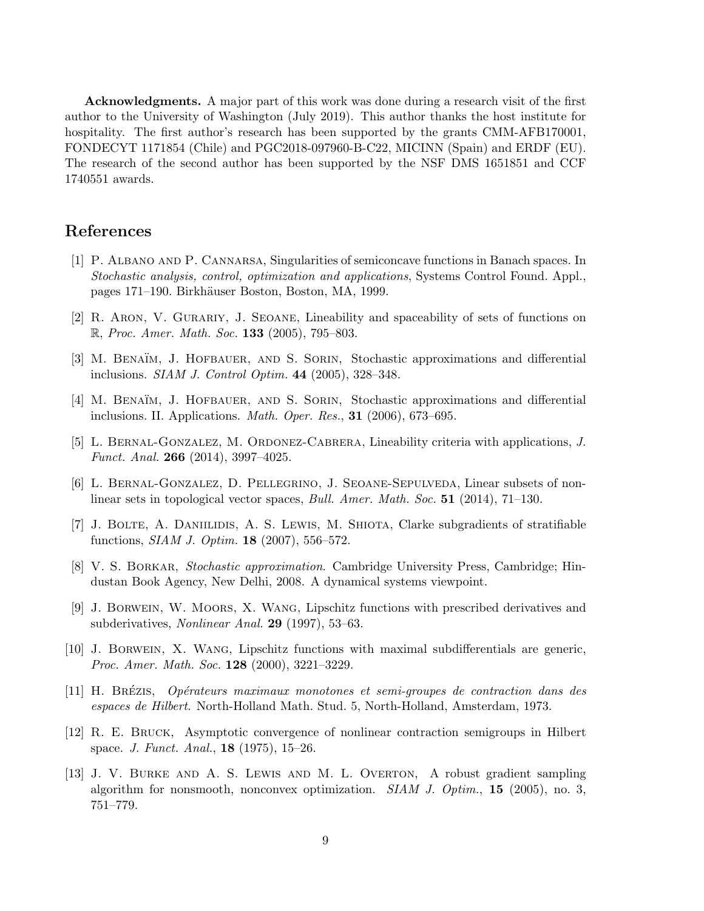**Acknowledgments.** A major part of this work was done during a research visit of the first author to the University of Washington (July 2019). This author thanks the host institute for hospitality. The first author's research has been supported by the grants CMM-AFB170001, FONDECYT 1171854 (Chile) and PGC2018-097960-B-C22, MICINN (Spain) and ERDF (EU). The research of the second author has been supported by the NSF DMS 1651851 and CCF 1740551 awards.

# References

[1] P. Albano and P. Cannarsa, Singularities of semiconcave functions in Banach spaces. In *Stochastic analysis, control, optimization and applications*, Systems Control Found. Appl., pages 171–190. Birkhäuser Boston, Boston, MA, 1999.

[2] R. Aron, V. Gurariy, J. Seoane, Lineability and spaceability of sets of functions on $\mathbb{R}$, *Proc. Amer. Math. Soc.* **133** (2005), 795–803.

[3] M. Benaïm, J. Hofbauer, and S. Sorin, Stochastic approximations and differential inclusions. *SIAM J. Control Optim.* **44** (2005), 328–348.

[4] M. Benaïm, J. Hofbauer, and S. Sorin, Stochastic approximations and differential inclusions. II. Applications. *Math. Oper. Res.*, **31** (2006), 673–695.

[5] L. Bernal-Gonzalez, M. Ordonez-Cabrera, Lineability criteria with applications, *J. Funct. Anal.* **266** (2014), 3997–4025.

[6] L. Bernal-Gonzalez, D. Pellegrino, J. Seoane-Sepulveda, Linear subsets of nonlinear sets in topological vector spaces, *Bull. Amer. Math. Soc.* **51** (2014), 71–130.

[7] J. Bolte, A. Daniilidis, A. S. Lewis, M. Shiota, Clarke subgradients of stratifiable functions, *SIAM J. Optim.* **18** (2007), 556–572.

[8] V. S. Borkar, *Stochastic approximation*. Cambridge University Press, Cambridge; Hindustan Book Agency, New Delhi, 2008. A dynamical systems viewpoint.

[9] J. Borwein, W. Moors, X. Wang, Lipschitz functions with prescribed derivatives and subderivatives, *Nonlinear Anal.* **29** (1997), 53–63.

[10] J. Borwein, X. Wang, Lipschitz functions with maximal subdifferentials are generic, *Proc. Amer. Math. Soc.* **128** (2000), 3221–3229.

[11] H. Brézis, *Opérateurs maximaux monotones et semi-groupes de contraction dans des espaces de Hilbert*. North-Holland Math. Stud. 5, North-Holland, Amsterdam, 1973.

[12] R. E. Bruck, Asymptotic convergence of nonlinear contraction semigroups in Hilbert space. *J. Funct. Anal.*, **18** (1975), 15–26.

[13] J. V. Burke and A. S. Lewis and M. L. Overton, A robust gradient sampling algorithm for nonsmooth, nonconvex optimization. *SIAM J. Optim.*, **15** (2005), no. 3, 751–779.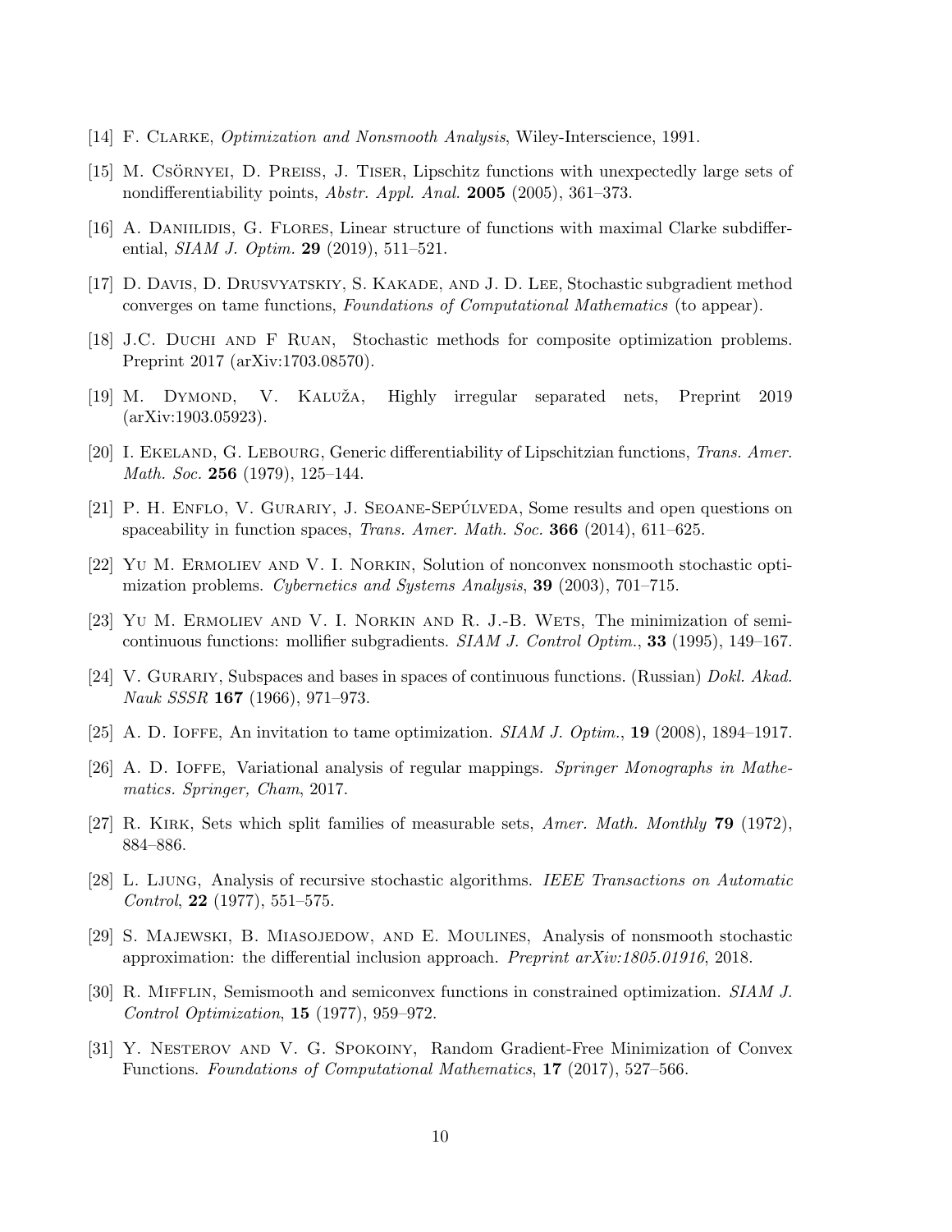[14] F. Clarke, *Optimization and Nonsmooth Analysis*, Wiley-Interscience, 1991.

[15] M. Csörnyei, D. Preiss, J. Tiser, Lipschitz functions with unexpectedly large sets of nondifferentiability points, *Abstr. Appl. Anal.* **2005** (2005), 361–373.

[16] A. Daniilidis, G. Flores, Linear structure of functions with maximal Clarke subdifferential, *SIAM J. Optim.* **29** (2019), 511–521.

[17] D. Davis, D. Drusvyatskiy, S. Kakade, and J. D. Lee, Stochastic subgradient method converges on tame functions, *Foundations of Computational Mathematics* (to appear).

[18] J.C. Duchi and F Ruan, Stochastic methods for composite optimization problems. Preprint 2017 (arXiv:1703.08570).

[19] M. Dymond, V. Kaluža, Highly irregular separated nets, Preprint 2019 (arXiv:1903.05923).

[20] I. Ekeland, G. Lebourg, Generic differentiability of Lipschitzian functions, *Trans. Amer. Math. Soc.* **256** (1979), 125–144.

[21] P. H. Enflo, V. Gurariy, J. Seoane-Sepúlveda, Some results and open questions on spaceability in function spaces, *Trans. Amer. Math. Soc.* **366** (2014), 611–625.

[22] Yu M. Ermoliev and V. I. Norkin, Solution of nonconvex nonsmooth stochastic optimization problems. *Cybernetics and Systems Analysis*, **39** (2003), 701–715.

[23] Yu M. Ermoliev and V. I. Norkin and R. J.-B. Wets, The minimization of semicontinuous functions: mollifier subgradients. *SIAM J. Control Optim.*, **33** (1995), 149–167.

[24] V. Gurariy, Subspaces and bases in spaces of continuous functions. (Russian) *Dokl. Akad. Nauk SSSR* **167** (1966), 971–973.

[25] A. D. Ioffe, An invitation to tame optimization. *SIAM J. Optim.*, **19** (2008), 1894–1917.

[26] A. D. Ioffe, Variational analysis of regular mappings. *Springer Monographs in Mathematics. Springer, Cham*, 2017.

[27] R. Kirk, Sets which split families of measurable sets, *Amer. Math. Monthly* **79** (1972), 884–886.

[28] L. Ljung, Analysis of recursive stochastic algorithms. *IEEE Transactions on Automatic Control*, **22** (1977), 551–575.

[29] S. Majewski, B. Miasojedow, and E. Moulines, Analysis of nonsmooth stochastic approximation: the differential inclusion approach. *Preprint arXiv:1805.01916*, 2018.

[30] R. Mifflin, Semismooth and semiconvex functions in constrained optimization. *SIAM J. Control Optimization*, **15** (1977), 959–972.

[31] Y. Nesterov and V. G. Spokoiny, Random Gradient-Free Minimization of Convex Functions. *Foundations of Computational Mathematics*, **17** (2017), 527–566.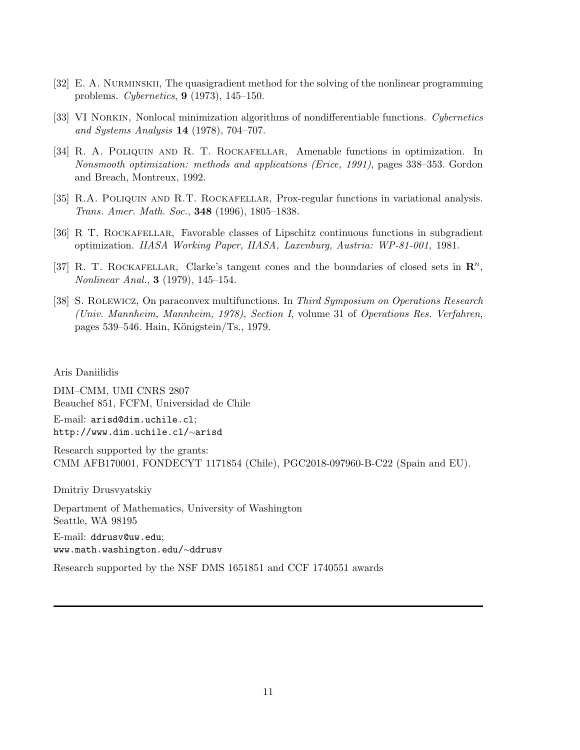[32] E. A. Nurminskii, The quasigradient method for the solving of the nonlinear programming problems. *Cybernetics*, **9** (1973), 145–150.

[33] VI Norkin, Nonlocal minimization algorithms of nondifferentiable functions. *Cybernetics and Systems Analysis* **14** (1978), 704–707.

[34] R. A. Poliquin and R. T. Rockafellar, Amenable functions in optimization. In *Nonsmooth optimization: methods and applications (Erice, 1991)*, pages 338–353. Gordon and Breach, Montreux, 1992.

[35] R.A. Poliquin and R.T. Rockafellar, Prox-regular functions in variational analysis. *Trans. Amer. Math. Soc.*, **348** (1996), 1805–1838.

[36] R T. Rockafellar, Favorable classes of Lipschitz continuous functions in subgradient optimization. *IIASA Working Paper, IIASA, Laxenburg, Austria: WP-81-001,* 1981.

[37] R. T. Rockafellar, Clarke's tangent cones and the boundaries of closed sets in $\mathbf{R}^n$, *Nonlinear Anal.*, **3** (1979), 145–154.

[38] S. Rolewicz, On paraconvex multifunctions. In *Third Symposium on Operations Research (Univ. Mannheim, Mannheim, 1978), Section I*, volume 31 of *Operations Res. Verfahren*, pages 539–546. Hain, Königstein/Ts., 1979.

Aris Daniilidis

DIM–CMM, UMI CNRS 2807
Beauchef 851, FCFM, Universidad de Chile

E-mail: arisd@dim.uchile.cl;
http://www.dim.uchile.cl/~arisd

Research supported by the grants:
CMM AFB170001, FONDECYT 1171854 (Chile), PGC2018-097960-B-C22 (Spain and EU).

Dmitriy Drusvyatskiy

Department of Mathematics, University of Washington
Seattle, WA 98195

E-mail: ddrusv@uw.edu;
www.math.washington.edu/~ddrusv

Research supported by the NSF DMS 1651851 and CCF 1740551 awards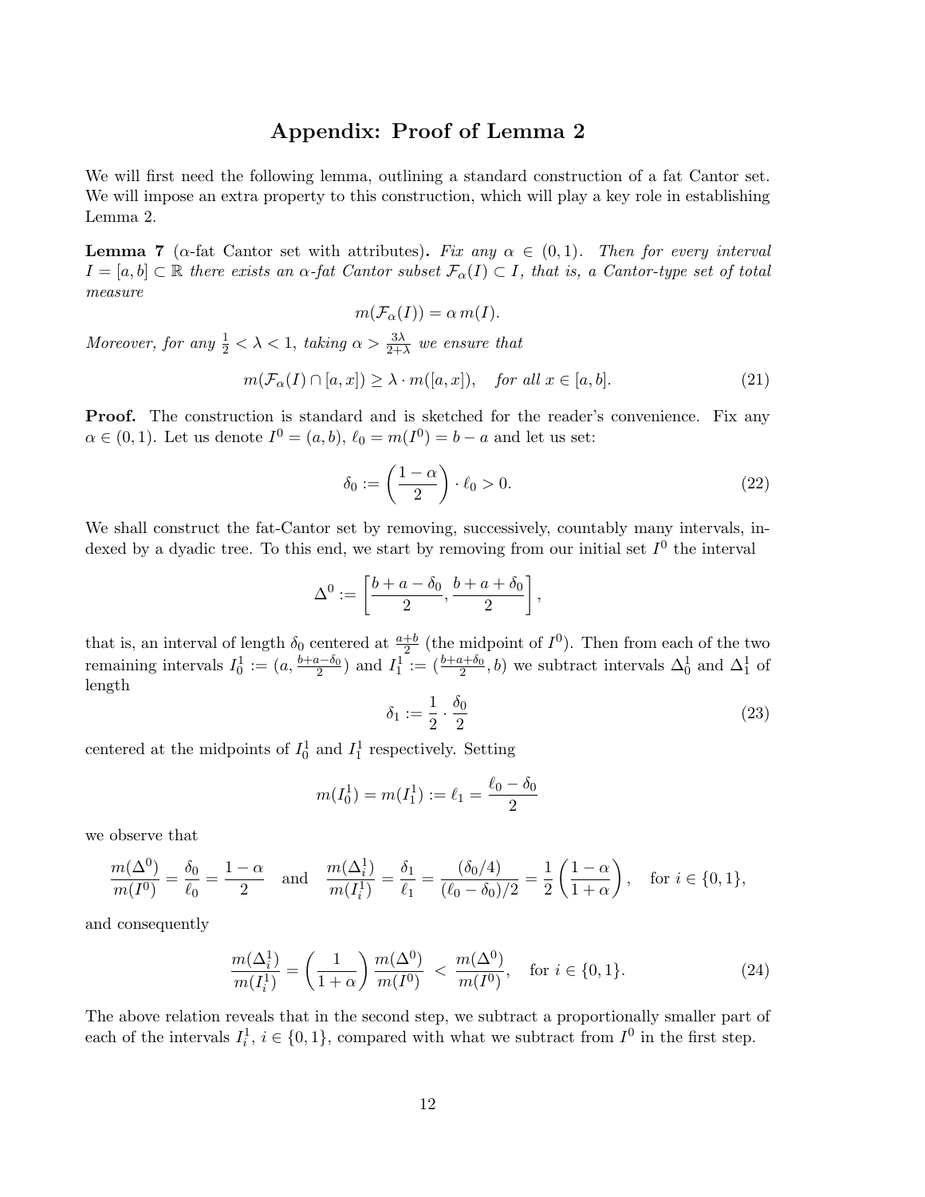# Appendix: Proof of Lemma 2

We will first need the following lemma, outlining a standard construction of a fat Cantor set. We will impose an extra property to this construction, which will play a key role in establishing Lemma 2.

**Lemma 7** ($\alpha$-fat Cantor set with attributes)**.** *Fix any $\alpha \in (0,1)$. Then for every interval $I = [a,b] \subset \mathbb{R}$ there exists an $\alpha$-fat Cantor subset $\mathcal{F}_\alpha(I) \subset I$, that is, a Cantor-type set of total measure*

$$m(\mathcal{F}_\alpha(I)) = \alpha\, m(I).$$

*Moreover, for any $\frac{1}{2} < \lambda < 1$, taking $\alpha > \frac{3\lambda}{2+\lambda}$ we ensure that*

$$m(\mathcal{F}_\alpha(I) \cap [a,x]) \geq \lambda \cdot m([a,x]), \quad \text{for all } x \in [a,b]. \tag{21}$$

**Proof.** The construction is standard and is sketched for the reader's convenience. Fix any $\alpha \in (0,1)$. Let us denote $I^0 = (a,b)$, $\ell_0 = m(I^0) = b-a$ and let us set:

$$\delta_0 := \left(\frac{1-\alpha}{2}\right) \cdot \ell_0 > 0. \tag{22}$$

We shall construct the fat-Cantor set by removing, successively, countably many intervals, indexed by a dyadic tree. To this end, we start by removing from our initial set $I^0$ the interval

$$\Delta^0 := \left[\frac{b+a-\delta_0}{2}, \frac{b+a+\delta_0}{2}\right],$$

that is, an interval of length $\delta_0$ centered at $\frac{a+b}{2}$ (the midpoint of $I^0$). Then from each of the two remaining intervals $I_0^1 := (a, \frac{b+a-\delta_0}{2})$ and $I_1^1 := (\frac{b+a+\delta_0}{2}, b)$ we subtract intervals $\Delta_0^1$ and $\Delta_1^1$ of length

$$\delta_1 := \frac{1}{2} \cdot \frac{\delta_0}{2} \tag{23}$$

centered at the midpoints of $I_0^1$ and $I_1^1$ respectively. Setting

$$m(I_0^1) = m(I_1^1) := \ell_1 = \frac{\ell_0 - \delta_0}{2}$$

we observe that

$$\frac{m(\Delta^0)}{m(I^0)} = \frac{\delta_0}{\ell_0} = \frac{1-\alpha}{2} \quad \text{and} \quad \frac{m(\Delta_i^1)}{m(I_i^1)} = \frac{\delta_1}{\ell_1} = \frac{(\delta_0/4)}{(\ell_0-\delta_0)/2} = \frac{1}{2}\left(\frac{1-\alpha}{1+\alpha}\right), \quad \text{for } i \in \{0,1\},$$

and consequently

$$\frac{m(\Delta_i^1)}{m(I_i^1)} = \left(\frac{1}{1+\alpha}\right)\frac{m(\Delta^0)}{m(I^0)} \;<\; \frac{m(\Delta^0)}{m(I^0)}, \quad \text{for } i \in \{0,1\}. \tag{24}$$

The above relation reveals that in the second step, we subtract a proportionally smaller part of each of the intervals $I_i^1$, $i \in \{0,1\}$, compared with what we subtract from $I^0$ in the first step.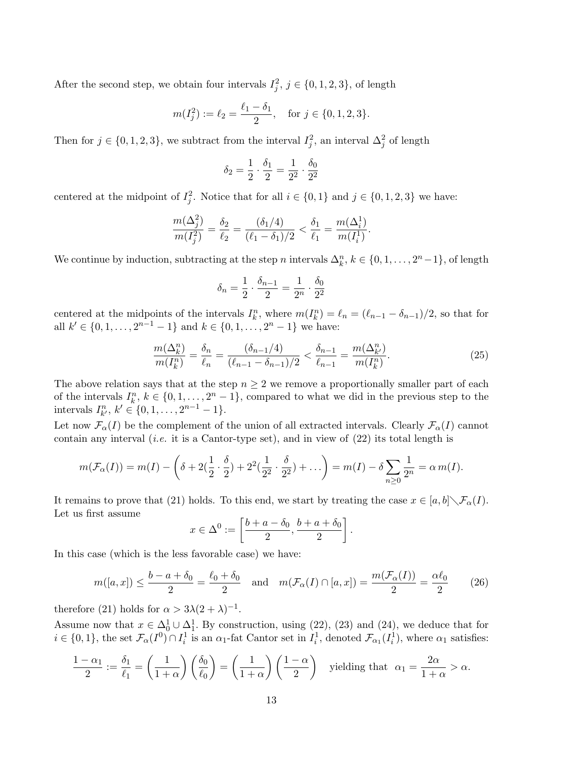After the second step, we obtain four intervals $I_j^2$, $j \in \{0,1,2,3\}$, of length

$$m(I_j^2) := \ell_2 = \frac{\ell_1 - \delta_1}{2}, \quad \text{for } j \in \{0,1,2,3\}.$$

Then for $j \in \{0,1,2,3\}$, we subtract from the interval $I_j^2$, an interval $\Delta_j^2$ of length

$$\delta_2 = \frac{1}{2} \cdot \frac{\delta_1}{2} = \frac{1}{2^2} \cdot \frac{\delta_0}{2^2}$$

centered at the midpoint of $I_j^2$. Notice that for all $i \in \{0,1\}$ and $j \in \{0,1,2,3\}$ we have:

$$\frac{m(\Delta_j^2)}{m(I_j^2)} = \frac{\delta_2}{\ell_2} = \frac{(\delta_1/4)}{(\ell_1 - \delta_1)/2} < \frac{\delta_1}{\ell_1} = \frac{m(\Delta_i^1)}{m(I_i^1)}.$$

We continue by induction, subtracting at the step $n$ intervals $\Delta_k^n$, $k \in \{0,1,\dots,2^n-1\}$, of length

$$\delta_n = \frac{1}{2} \cdot \frac{\delta_{n-1}}{2} = \frac{1}{2^n} \cdot \frac{\delta_0}{2^2}$$

centered at the midpoints of the intervals $I_k^n$, where $m(I_k^n) = \ell_n = (\ell_{n-1} - \delta_{n-1})/2$, so that for all $k' \in \{0,1,\dots,2^{n-1}-1\}$ and $k \in \{0,1,\dots,2^n-1\}$ we have:

$$\frac{m(\Delta_k^n)}{m(I_k^n)} = \frac{\delta_n}{\ell_n} = \frac{(\delta_{n-1}/4)}{(\ell_{n-1} - \delta_{n-1})/2} < \frac{\delta_{n-1}}{\ell_{n-1}} = \frac{m(\Delta_{k'}^n)}{m(I_k^n)}. \tag{25}$$

The above relation says that at the step $n \geq 2$ we remove a proportionally smaller part of each of the intervals $I_k^n$, $k \in \{0,1,\dots,2^n-1\}$, compared to what we did in the previous step to the intervals $I_{k'}^n$, $k' \in \{0,1,\dots,2^{n-1}-1\}$.

Let now $\mathcal{F}_\alpha(I)$ be the complement of the union of all extracted intervals. Clearly $\mathcal{F}_\alpha(I)$ cannot contain any interval (*i.e.* it is a Cantor-type set), and in view of (22) its total length is

$$m(\mathcal{F}_\alpha(I)) = m(I) - \left(\delta + 2(\frac{1}{2} \cdot \frac{\delta}{2}) + 2^2(\frac{1}{2^2} \cdot \frac{\delta}{2^2}) + \dots\right) = m(I) - \delta \sum_{n \geq 0} \frac{1}{2^n} = \alpha\, m(I).$$

It remains to prove that (21) holds. To this end, we start by treating the case $x \in [a,b] \setminus \mathcal{F}_\alpha(I)$. Let us first assume

$$x \in \Delta^0 := \left[\frac{b + a - \delta_0}{2}, \frac{b + a + \delta_0}{2}\right].$$

In this case (which is the less favorable case) we have:

$$m([a,x]) \leq \frac{b - a + \delta_0}{2} = \frac{\ell_0 + \delta_0}{2} \quad \text{and} \quad m(\mathcal{F}_\alpha(I) \cap [a,x]) = \frac{m(\mathcal{F}_\alpha(I))}{2} = \frac{\alpha \ell_0}{2} \tag{26}$$

therefore (21) holds for $\alpha > 3\lambda(2+\lambda)^{-1}$.

Assume now that $x \in \Delta_0^1 \cup \Delta_1^1$. By construction, using (22), (23) and (24), we deduce that for $i \in \{0,1\}$, the set $\mathcal{F}_\alpha(I^0) \cap I_i^1$ is an $\alpha_1$-fat Cantor set in $I_i^1$, denoted $\mathcal{F}_{\alpha_1}(I_i^1)$, where $\alpha_1$ satisfies:

$$\frac{1 - \alpha_1}{2} := \frac{\delta_1}{\ell_1} = \left(\frac{1}{1+\alpha}\right)\left(\frac{\delta_0}{\ell_0}\right) = \left(\frac{1}{1+\alpha}\right)\left(\frac{1-\alpha}{2}\right) \quad \text{yielding that } \alpha_1 = \frac{2\alpha}{1+\alpha} > \alpha.$$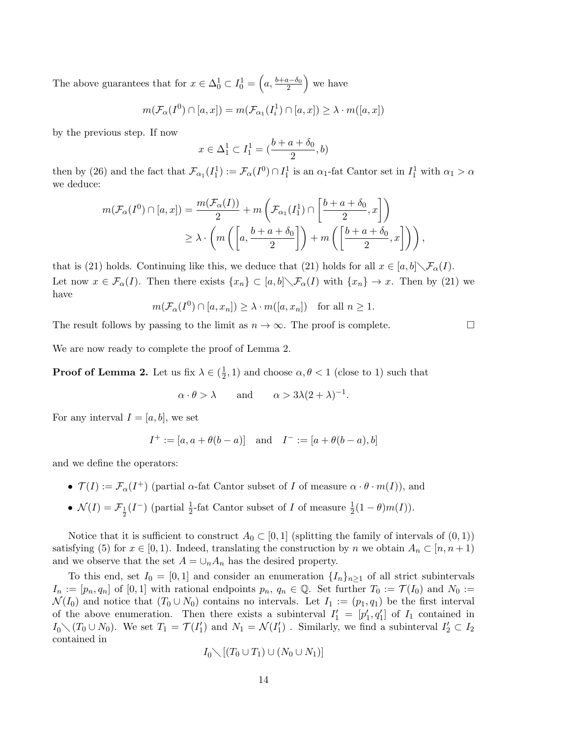The above guarantees that for $x \in \Delta_0^1 \subset I_0^1 = \left(a, \frac{b+a-\delta_0}{2}\right)$ we have

$$m(\mathcal{F}_\alpha(I^0) \cap [a,x]) = m(\mathcal{F}_{\alpha_1}(I_i^1) \cap [a,x]) \geq \lambda \cdot m([a,x])$$

by the previous step. If now

$$x \in \Delta_1^1 \subset I_1^1 = (\frac{b+a+\delta_0}{2}, b)$$

then by (26) and the fact that $\mathcal{F}_{\alpha_1}(I_1^1) := \mathcal{F}_\alpha(I^0) \cap I_1^1$ is an $\alpha_1$-fat Cantor set in $I_1^1$ with $\alpha_1 > \alpha$ we deduce:

$$\begin{aligned} m(\mathcal{F}_\alpha(I^0) \cap [a,x]) &= \frac{m(\mathcal{F}_\alpha(I))}{2} + m\left(\mathcal{F}_{\alpha_1}(I_1^1) \cap \left[\frac{b+a+\delta_0}{2}, x\right]\right) \\ &\geq \lambda \cdot \left( m\left(\left[a, \frac{b+a+\delta_0}{2}\right]\right) + m\left(\left[\frac{b+a+\delta_0}{2}, x\right]\right)\right), \end{aligned}$$

that is (21) holds. Continuing like this, we deduce that (21) holds for all $x \in [a,b] \diagdown \mathcal{F}_\alpha(I)$.
Let now $x \in \mathcal{F}_\alpha(I)$. Then there exists $\{x_n\} \subset [a,b] \diagdown \mathcal{F}_\alpha(I)$ with $\{x_n\} \to x$. Then by (21) we have

$$m(\mathcal{F}_\alpha(I^0) \cap [a,x_n]) \geq \lambda \cdot m([a,x_n]) \quad \text{for all } n \geq 1.$$

The result follows by passing to the limit as $n \to \infty$. The proof is complete. □

We are now ready to complete the proof of Lemma 2.

**Proof of Lemma 2.** Let us fix $\lambda \in (\frac{1}{2}, 1)$ and choose $\alpha, \theta < 1$ (close to 1) such that

$$\alpha \cdot \theta > \lambda \qquad \text{and} \qquad \alpha > 3\lambda(2+\lambda)^{-1}.$$

For any interval $I = [a,b]$, we set

$$I^+ := [a, a+\theta(b-a)] \quad \text{and} \quad I^- := [a+\theta(b-a), b]$$

and we define the operators:

- $\mathcal{T}(I) := \mathcal{F}_\alpha(I^+)$ (partial $\alpha$-fat Cantor subset of $I$ of measure $\alpha \cdot \theta \cdot m(I)$), and
- $\mathcal{N}(I) = \mathcal{F}_{\frac{1}{2}}(I^-)$ (partial $\frac{1}{2}$-fat Cantor subset of $I$ of measure $\frac{1}{2}(1-\theta)m(I)$).

Notice that it is sufficient to construct $A_0 \subset [0,1]$ (splitting the family of intervals of $(0,1)$) satisfying (5) for $x \in [0,1)$. Indeed, translating the construction by $n$ we obtain $A_n \subset [n, n+1)$ and we observe that the set $A = \cup_n A_n$ has the desired property.

To this end, set $I_0 = [0,1]$ and consider an enumeration $\{I_n\}_{n\geq 1}$ of all strict subintervals $I_n := [p_n, q_n]$ of $[0,1]$ with rational endpoints $p_n, q_n \in \mathbb{Q}$. Set further $T_0 := \mathcal{T}(I_0)$ and $N_0 := \mathcal{N}(I_0)$ and notice that $(T_0 \cup N_0)$ contains no intervals. Let $I_1 := (p_1, q_1)$ be the first interval of the above enumeration. Then there exists a subinterval $I_1' = [p_1', q_1']$ of $I_1$ contained in $I_0 \diagdown (T_0 \cup N_0)$. We set $T_1 = \mathcal{T}(I_1')$ and $N_1 = \mathcal{N}(I_1')$ . Similarly, we find a subinterval $I_2' \subset I_2$ contained in

$$I_0 \diagdown [(T_0 \cup T_1) \cup (N_0 \cup N_1)]$$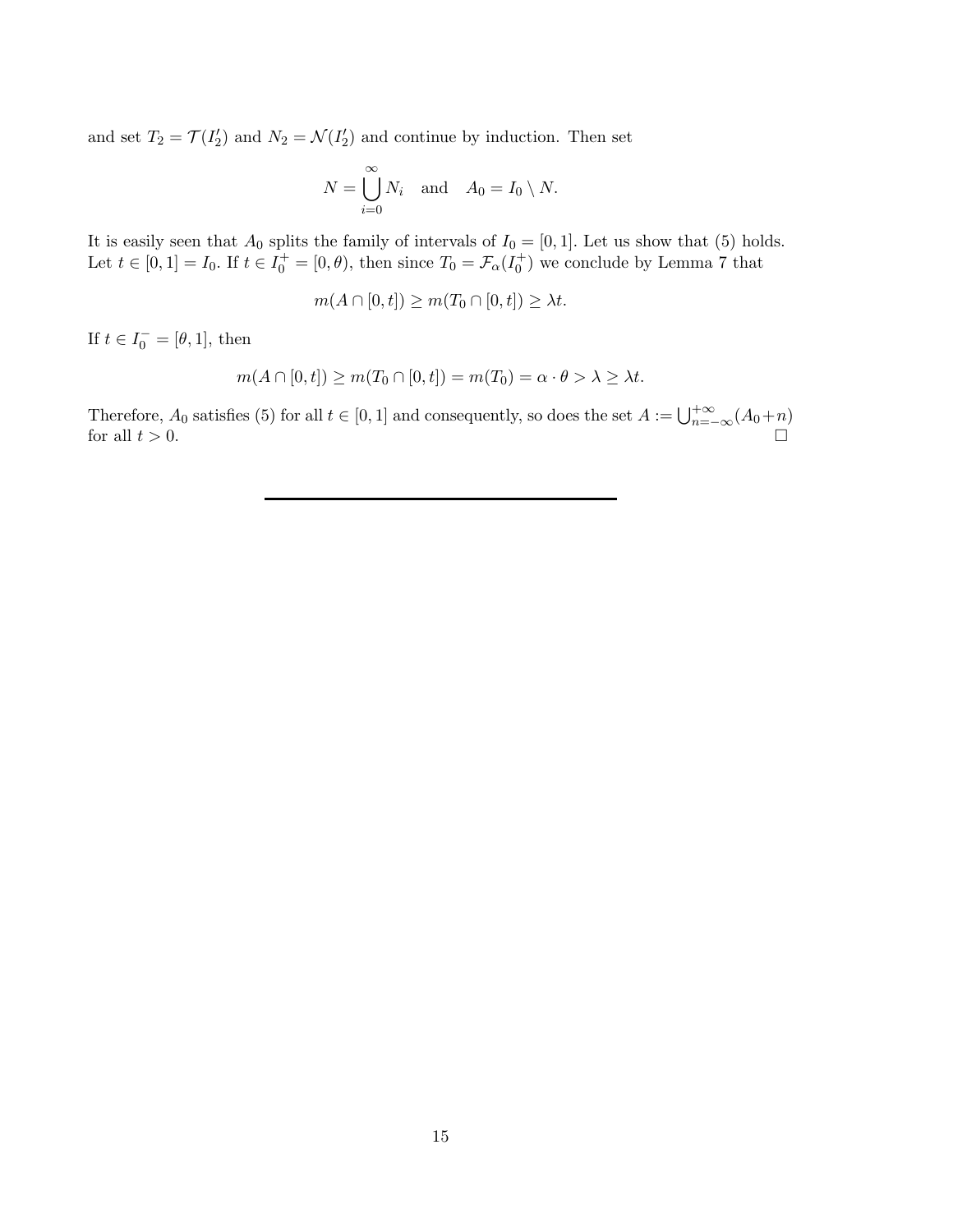and set $T_2 = \mathcal{T}(I_2')$ and $N_2 = \mathcal{N}(I_2')$ and continue by induction. Then set

$$N = \bigcup_{i=0}^{\infty} N_i \quad \text{and} \quad A_0 = I_0 \setminus N.$$

It is easily seen that $A_0$ splits the family of intervals of $I_0 = [0,1]$. Let us show that (5) holds. Let $t \in [0,1] = I_0$. If $t \in I_0^+ = [0,\theta)$, then since $T_0 = \mathcal{F}_\alpha(I_0^+)$ we conclude by Lemma 7 that

$$m(A \cap [0,t]) \geq m(T_0 \cap [0,t]) \geq \lambda t.$$

If $t \in I_0^- = [\theta, 1]$, then

$$m(A \cap [0,t]) \geq m(T_0 \cap [0,t]) = m(T_0) = \alpha \cdot \theta > \lambda \geq \lambda t.$$

Therefore, $A_0$ satisfies (5) for all $t \in [0,1]$ and consequently, so does the set $A := \bigcup_{n=-\infty}^{+\infty}(A_0 + n)$ for all $t > 0$. $\square$